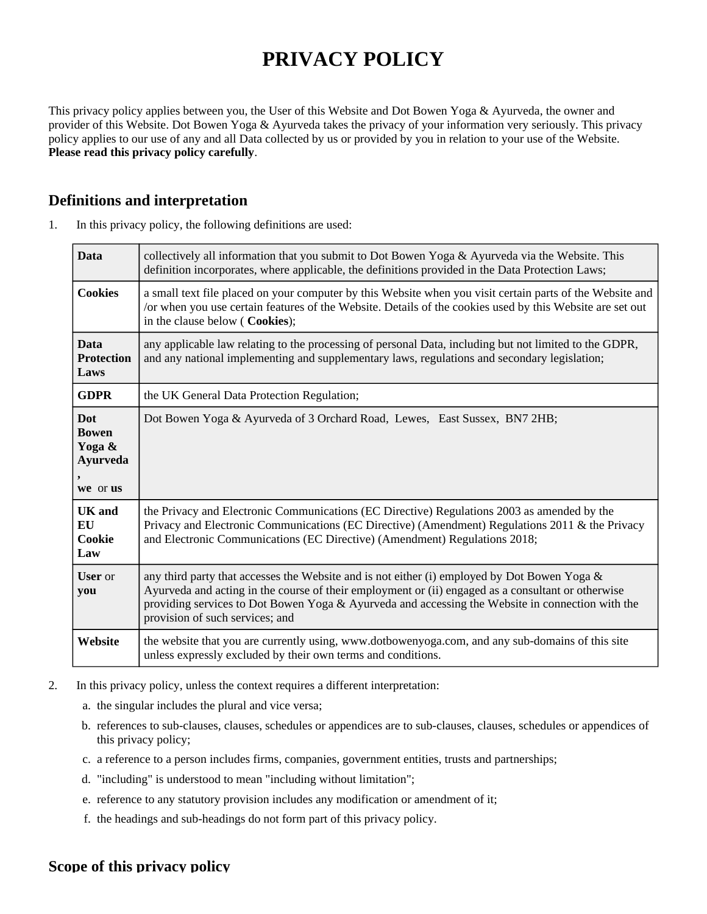# PRIVACY POLICY

This privacy policy applies between you, the User of this Website and Dot Bowen Yoga & Ayurveda, the owner and provider of this Website. Dot Bowen Yoga & Ayurveda takes the privacy of your information very seriously. This privacy policy applies to our use of any and all Data collected by us or provided by you in relation to your use of the Website. **Please read this privacy policy carefully**.

## Definitions and interpretation

1. In this privacy policy, the following definitions are used:

| | |
|---|---|
| **Data** | collectively all information that you submit to Dot Bowen Yoga & Ayurveda via the Website. This definition incorporates, where applicable, the definitions provided in the Data Protection Laws; |
| **Cookies** | a small text file placed on your computer by this Website when you visit certain parts of the Website and /or when you use certain features of the Website. Details of the cookies used by this Website are set out in the clause below ( **Cookies**); |
| **Data Protection Laws** | any applicable law relating to the processing of personal Data, including but not limited to the GDPR, and any national implementing and supplementary laws, regulations and secondary legislation; |
| **GDPR** | the UK General Data Protection Regulation; |
| **Dot Bowen Yoga & Ayurveda, we** or **us** | Dot Bowen Yoga & Ayurveda of 3 Orchard Road, Lewes, East Sussex, BN7 2HB; |
| **UK and EU Cookie Law** | the Privacy and Electronic Communications (EC Directive) Regulations 2003 as amended by the Privacy and Electronic Communications (EC Directive) (Amendment) Regulations 2011 & the Privacy and Electronic Communications (EC Directive) (Amendment) Regulations 2018; |
| **User** or **you** | any third party that accesses the Website and is not either (i) employed by Dot Bowen Yoga & Ayurveda and acting in the course of their employment or (ii) engaged as a consultant or otherwise providing services to Dot Bowen Yoga & Ayurveda and accessing the Website in connection with the provision of such services; and |
| **Website** | the website that you are currently using, www.dotbowenyoga.com, and any sub-domains of this site unless expressly excluded by their own terms and conditions. |

2. In this privacy policy, unless the context requires a different interpretation:
   a. the singular includes the plural and vice versa;
   b. references to sub-clauses, clauses, schedules or appendices are to sub-clauses, clauses, schedules or appendices of this privacy policy;
   c. a reference to a person includes firms, companies, government entities, trusts and partnerships;
   d. "including" is understood to mean "including without limitation";
   e. reference to any statutory provision includes any modification or amendment of it;
   f. the headings and sub-headings do not form part of this privacy policy.

## Scope of this privacy policy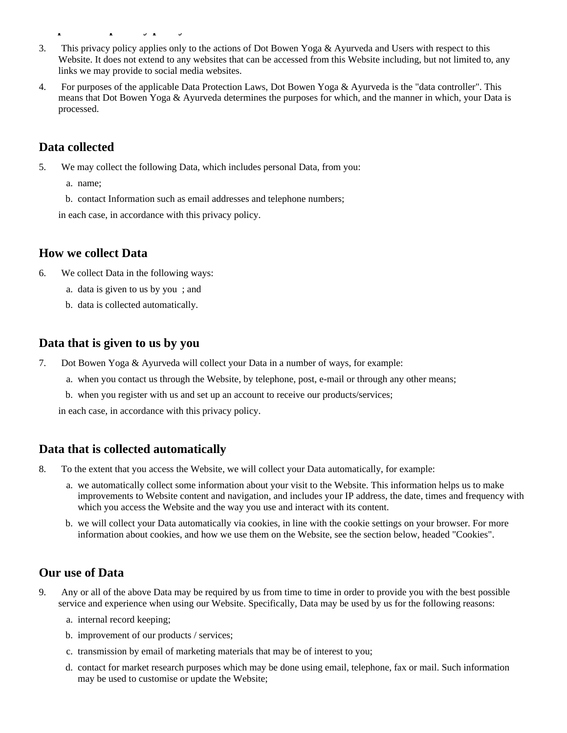3. This privacy policy applies only to the actions of Dot Bowen Yoga & Ayurveda and Users with respect to this Website. It does not extend to any websites that can be accessed from this Website including, but not limited to, any links we may provide to social media websites.

4. For purposes of the applicable Data Protection Laws, Dot Bowen Yoga & Ayurveda is the "data controller". This means that Dot Bowen Yoga & Ayurveda determines the purposes for which, and the manner in which, your Data is processed.

## Data collected

5. We may collect the following Data, which includes personal Data, from you:

   a. name;

   b. contact Information such as email addresses and telephone numbers;

   in each case, in accordance with this privacy policy.

## How we collect Data

6. We collect Data in the following ways:

   a. data is given to us by you ; and

   b. data is collected automatically.

## Data that is given to us by you

7. Dot Bowen Yoga & Ayurveda will collect your Data in a number of ways, for example:

   a. when you contact us through the Website, by telephone, post, e-mail or through any other means;

   b. when you register with us and set up an account to receive our products/services;

   in each case, in accordance with this privacy policy.

## Data that is collected automatically

8. To the extent that you access the Website, we will collect your Data automatically, for example:

   a. we automatically collect some information about your visit to the Website. This information helps us to make improvements to Website content and navigation, and includes your IP address, the date, times and frequency with which you access the Website and the way you use and interact with its content.

   b. we will collect your Data automatically via cookies, in line with the cookie settings on your browser. For more information about cookies, and how we use them on the Website, see the section below, headed "Cookies".

## Our use of Data

9. Any or all of the above Data may be required by us from time to time in order to provide you with the best possible service and experience when using our Website. Specifically, Data may be used by us for the following reasons:

   a. internal record keeping;

   b. improvement of our products / services;

   c. transmission by email of marketing materials that may be of interest to you;

   d. contact for market research purposes which may be done using email, telephone, fax or mail. Such information may be used to customise or update the Website;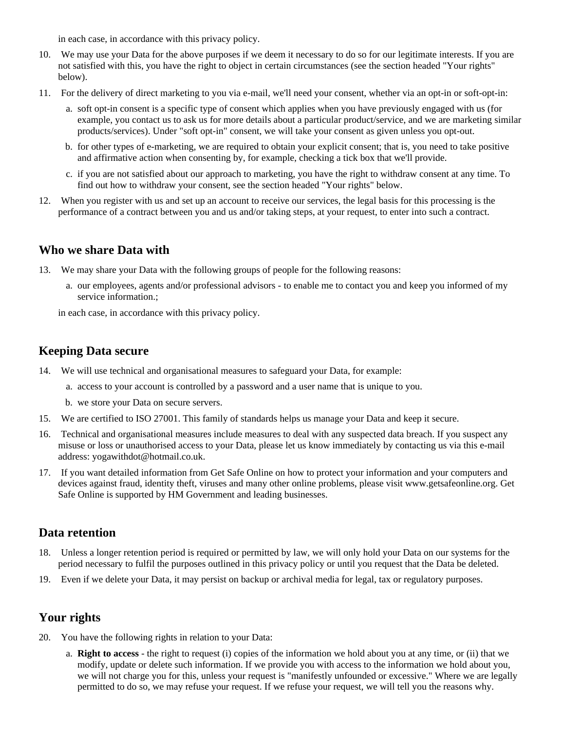in each case, in accordance with this privacy policy.

10. We may use your Data for the above purposes if we deem it necessary to do so for our legitimate interests. If you are not satisfied with this, you have the right to object in certain circumstances (see the section headed "Your rights" below).
11. For the delivery of direct marketing to you via e-mail, we'll need your consent, whether via an opt-in or soft-opt-in:
    a. soft opt-in consent is a specific type of consent which applies when you have previously engaged with us (for example, you contact us to ask us for more details about a particular product/service, and we are marketing similar products/services). Under "soft opt-in" consent, we will take your consent as given unless you opt-out.
    b. for other types of e-marketing, we are required to obtain your explicit consent; that is, you need to take positive and affirmative action when consenting by, for example, checking a tick box that we'll provide.
    c. if you are not satisfied about our approach to marketing, you have the right to withdraw consent at any time. To find out how to withdraw your consent, see the section headed "Your rights" below.
12. When you register with us and set up an account to receive our services, the legal basis for this processing is the performance of a contract between you and us and/or taking steps, at your request, to enter into such a contract.

## Who we share Data with

13. We may share your Data with the following groups of people for the following reasons:
    a. our employees, agents and/or professional advisors - to enable me to contact you and keep you informed of my service information.;

    in each case, in accordance with this privacy policy.

## Keeping Data secure

14. We will use technical and organisational measures to safeguard your Data, for example:
    a. access to your account is controlled by a password and a user name that is unique to you.
    b. we store your Data on secure servers.
15. We are certified to ISO 27001. This family of standards helps us manage your Data and keep it secure.
16. Technical and organisational measures include measures to deal with any suspected data breach. If you suspect any misuse or loss or unauthorised access to your Data, please let us know immediately by contacting us via this e-mail address: yogawithdot@hotmail.co.uk.
17. If you want detailed information from Get Safe Online on how to protect your information and your computers and devices against fraud, identity theft, viruses and many other online problems, please visit www.getsafeonline.org. Get Safe Online is supported by HM Government and leading businesses.

## Data retention

18. Unless a longer retention period is required or permitted by law, we will only hold your Data on our systems for the period necessary to fulfil the purposes outlined in this privacy policy or until you request that the Data be deleted.
19. Even if we delete your Data, it may persist on backup or archival media for legal, tax or regulatory purposes.

## Your rights

20. You have the following rights in relation to your Data:
    a. **Right to access** - the right to request (i) copies of the information we hold about you at any time, or (ii) that we modify, update or delete such information. If we provide you with access to the information we hold about you, we will not charge you for this, unless your request is "manifestly unfounded or excessive." Where we are legally permitted to do so, we may refuse your request. If we refuse your request, we will tell you the reasons why.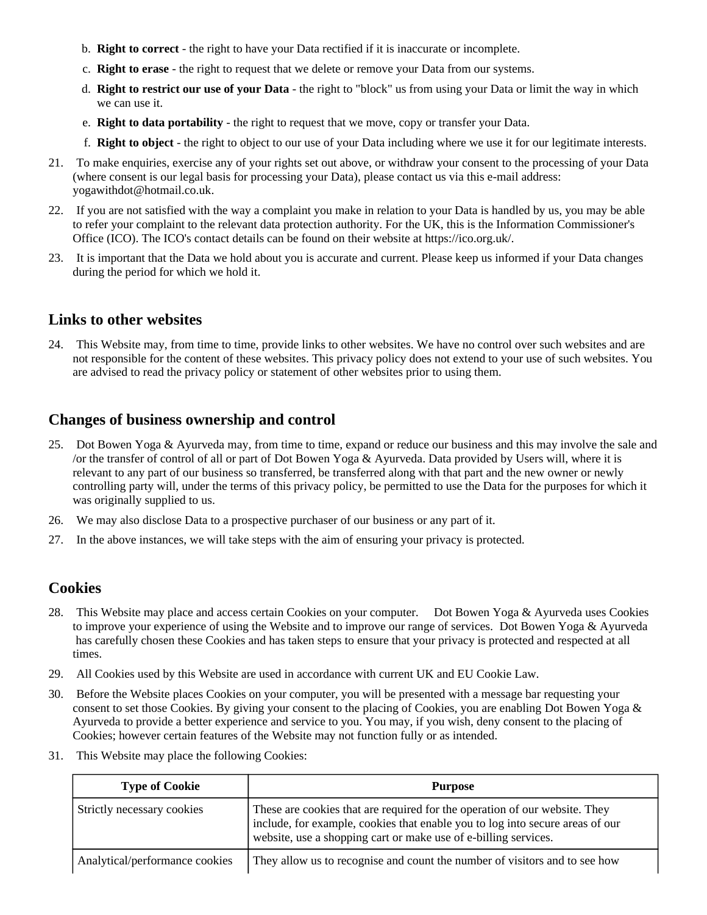b. **Right to correct** - the right to have your Data rectified if it is inaccurate or incomplete.
c. **Right to erase** - the right to request that we delete or remove your Data from our systems.
d. **Right to restrict our use of your Data** - the right to "block" us from using your Data or limit the way in which we can use it.
e. **Right to data portability** - the right to request that we move, copy or transfer your Data.
f. **Right to object** - the right to object to our use of your Data including where we use it for our legitimate interests.

21. To make enquiries, exercise any of your rights set out above, or withdraw your consent to the processing of your Data (where consent is our legal basis for processing your Data), please contact us via this e-mail address: yogawithdot@hotmail.co.uk.
22. If you are not satisfied with the way a complaint you make in relation to your Data is handled by us, you may be able to refer your complaint to the relevant data protection authority. For the UK, this is the Information Commissioner's Office (ICO). The ICO's contact details can be found on their website at https://ico.org.uk/.
23. It is important that the Data we hold about you is accurate and current. Please keep us informed if your Data changes during the period for which we hold it.

## Links to other websites

24. This Website may, from time to time, provide links to other websites. We have no control over such websites and are not responsible for the content of these websites. This privacy policy does not extend to your use of such websites. You are advised to read the privacy policy or statement of other websites prior to using them.

## Changes of business ownership and control

25. Dot Bowen Yoga & Ayurveda may, from time to time, expand or reduce our business and this may involve the sale and /or the transfer of control of all or part of Dot Bowen Yoga & Ayurveda. Data provided by Users will, where it is relevant to any part of our business so transferred, be transferred along with that part and the new owner or newly controlling party will, under the terms of this privacy policy, be permitted to use the Data for the purposes for which it was originally supplied to us.
26. We may also disclose Data to a prospective purchaser of our business or any part of it.
27. In the above instances, we will take steps with the aim of ensuring your privacy is protected.

## Cookies

28. This Website may place and access certain Cookies on your computer. Dot Bowen Yoga & Ayurveda uses Cookies to improve your experience of using the Website and to improve our range of services. Dot Bowen Yoga & Ayurveda has carefully chosen these Cookies and has taken steps to ensure that your privacy is protected and respected at all times.
29. All Cookies used by this Website are used in accordance with current UK and EU Cookie Law.
30. Before the Website places Cookies on your computer, you will be presented with a message bar requesting your consent to set those Cookies. By giving your consent to the placing of Cookies, you are enabling Dot Bowen Yoga & Ayurveda to provide a better experience and service to you. You may, if you wish, deny consent to the placing of Cookies; however certain features of the Website may not function fully or as intended.
31. This Website may place the following Cookies:

| Type of Cookie | Purpose |
| --- | --- |
| Strictly necessary cookies | These are cookies that are required for the operation of our website. They include, for example, cookies that enable you to log into secure areas of our website, use a shopping cart or make use of e-billing services. |
| Analytical/performance cookies | They allow us to recognise and count the number of visitors and to see how |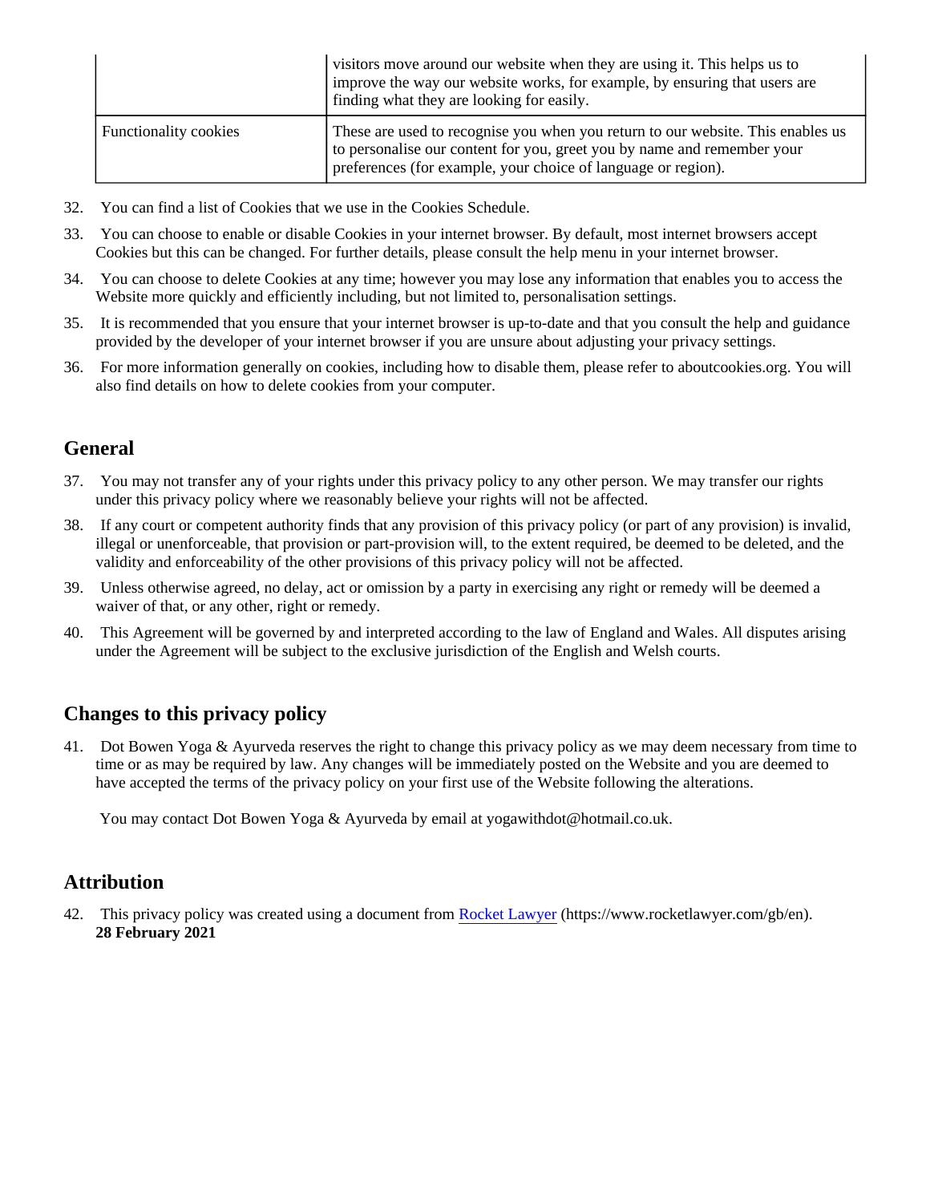| | |
|---|---|
| | visitors move around our website when they are using it. This helps us to improve the way our website works, for example, by ensuring that users are finding what they are looking for easily. |
| Functionality cookies | These are used to recognise you when you return to our website. This enables us to personalise our content for you, greet you by name and remember your preferences (for example, your choice of language or region). |

32. You can find a list of Cookies that we use in the Cookies Schedule.
33. You can choose to enable or disable Cookies in your internet browser. By default, most internet browsers accept Cookies but this can be changed. For further details, please consult the help menu in your internet browser.
34. You can choose to delete Cookies at any time; however you may lose any information that enables you to access the Website more quickly and efficiently including, but not limited to, personalisation settings.
35. It is recommended that you ensure that your internet browser is up-to-date and that you consult the help and guidance provided by the developer of your internet browser if you are unsure about adjusting your privacy settings.
36. For more information generally on cookies, including how to disable them, please refer to aboutcookies.org. You will also find details on how to delete cookies from your computer.

## General

37. You may not transfer any of your rights under this privacy policy to any other person. We may transfer our rights under this privacy policy where we reasonably believe your rights will not be affected.
38. If any court or competent authority finds that any provision of this privacy policy (or part of any provision) is invalid, illegal or unenforceable, that provision or part-provision will, to the extent required, be deemed to be deleted, and the validity and enforceability of the other provisions of this privacy policy will not be affected.
39. Unless otherwise agreed, no delay, act or omission by a party in exercising any right or remedy will be deemed a waiver of that, or any other, right or remedy.
40. This Agreement will be governed by and interpreted according to the law of England and Wales. All disputes arising under the Agreement will be subject to the exclusive jurisdiction of the English and Welsh courts.

## Changes to this privacy policy

41. Dot Bowen Yoga & Ayurveda reserves the right to change this privacy policy as we may deem necessary from time to time or as may be required by law. Any changes will be immediately posted on the Website and you are deemed to have accepted the terms of the privacy policy on your first use of the Website following the alterations.

You may contact Dot Bowen Yoga & Ayurveda by email at yogawithdot@hotmail.co.uk.

## Attribution

42. This privacy policy was created using a document from [Rocket Lawyer](https://www.rocketlawyer.com/gb/en) (https://www.rocketlawyer.com/gb/en).
**28 February 2021**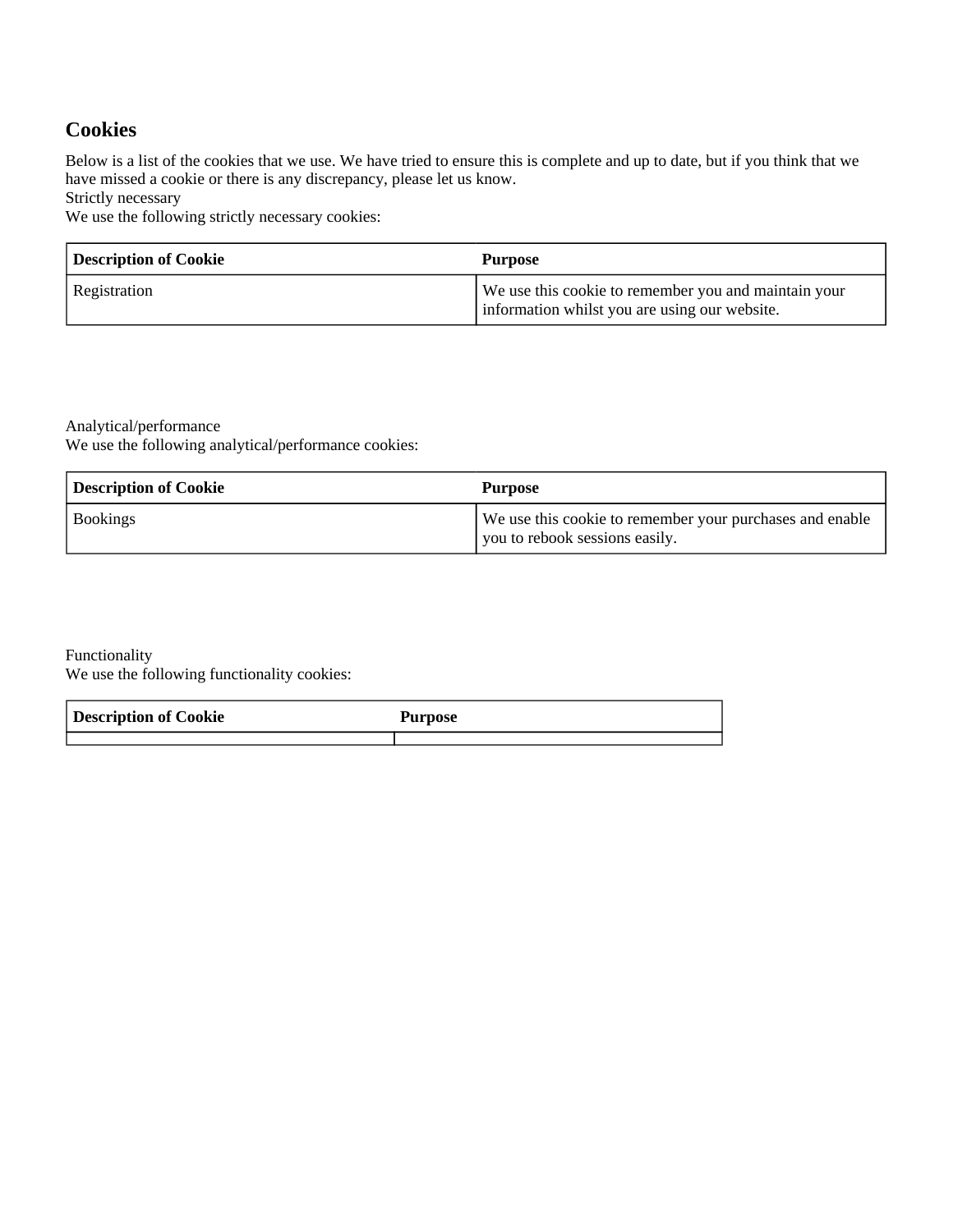## Cookies

Below is a list of the cookies that we use. We have tried to ensure this is complete and up to date, but if you think that we have missed a cookie or there is any discrepancy, please let us know.

Strictly necessary

We use the following strictly necessary cookies:

| Description of Cookie | Purpose |
|---|---|
| Registration | We use this cookie to remember you and maintain your information whilst you are using our website. |

Analytical/performance

We use the following analytical/performance cookies:

| Description of Cookie | Purpose |
|---|---|
| Bookings | We use this cookie to remember your purchases and enable you to rebook sessions easily. |

Functionality

We use the following functionality cookies:

| Description of Cookie | Purpose |
|---|---|
| | |